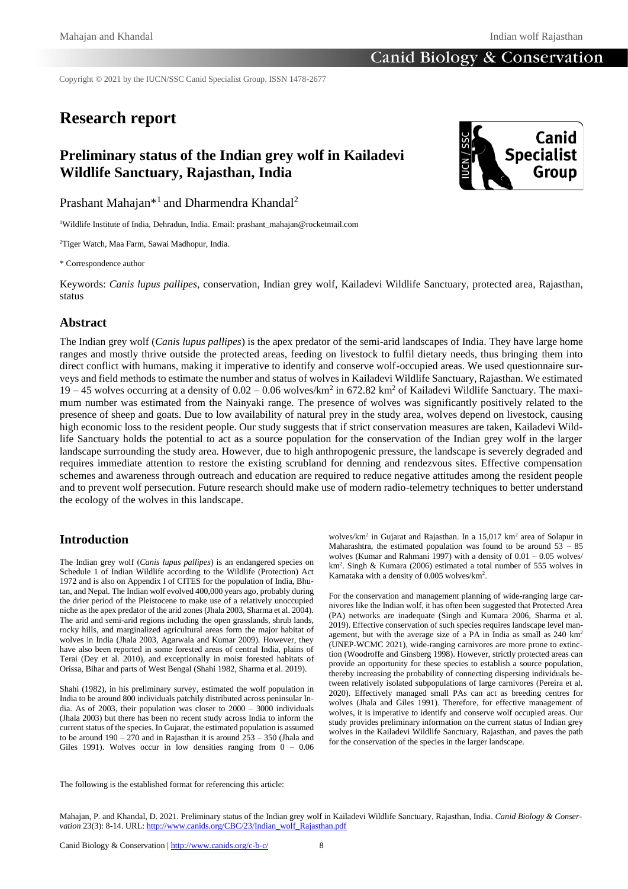Copyright © 2021 by the IUCN/SSC Canid Specialist Group. ISSN 1478-2677

# Research report

## Preliminary status of the Indian grey wolf in Kailadevi Wildlife Sanctuary, Rajasthan, India

Prashant Mahajan*[1] and Dharmendra Khandal[2]

[1]Wildlife Institute of India, Dehradun, India. Email: prashant_mahajan@rocketmail.com

[2]Tiger Watch, Maa Farm, Sawai Madhopur, India.

\* Correspondence author

Keywords: *Canis lupus pallipes*, conservation, Indian grey wolf, Kailadevi Wildlife Sanctuary, protected area, Rajasthan, status

## Abstract

The Indian grey wolf (*Canis lupus pallipes*) is the apex predator of the semi-arid landscapes of India. They have large home ranges and mostly thrive outside the protected areas, feeding on livestock to fulfil dietary needs, thus bringing them into direct conflict with humans, making it imperative to identify and conserve wolf-occupied areas. We used questionnaire surveys and field methods to estimate the number and status of wolves in Kailadevi Wildlife Sanctuary, Rajasthan. We estimated 19 – 45 wolves occurring at a density of 0.02 – 0.06 wolves/km$^2$ in 672.82 km$^2$ of Kailadevi Wildlife Sanctuary. The maximum number was estimated from the Nainyaki range. The presence of wolves was significantly related to the presence of sheep and goats. Due to low availability of natural prey in the study area, wolves depend on livestock, causing high economic loss to the resident people. Our study suggests that if strict conservation measures are taken, Kailadevi Wildlife Sanctuary holds the potential to act as a source population for the conservation of the Indian grey wolf in the larger landscape surrounding the study area. However, due to high anthropogenic pressure, the landscape is severely degraded and requires immediate attention to restore the existing scrubland for denning and rendezvous sites. Effective compensation schemes and awareness through outreach and education are required to reduce negative attitudes among the resident people and to prevent wolf persecution. Future research should make use of modern radio-telemetry techniques to better understand the ecology of the wolves in this landscape.

## Introduction

The Indian grey wolf (*Canis lupus pallipes*) is an endangered species on Schedule 1 of Indian Wildlife according to the Wildlife (Protection) Act 1972 and is also on Appendix I of CITES for the population of India, Bhutan, and Nepal. The Indian wolf evolved 400,000 years ago, probably during the drier period of the Pleistocene to make use of a relatively unoccupied niche as the apex predator of the arid zones (Jhala 2003, Sharma et al. 2004). The arid and semi-arid regions including the open grasslands, shrub lands, rocky hills, and marginalized agricultural areas form the major habitat of wolves in India (Jhala 2003, Agarwala and Kumar 2009). However, they have also been reported in some forested areas of central India, plains of Terai (Dey et al. 2010), and exceptionally in moist forested habitats of Orissa, Bihar and parts of West Bengal (Shahi 1982, Sharma et al. 2019).

Shahi (1982), in his preliminary survey, estimated the wolf population in India to be around 800 individuals patchily distributed across peninsular India. As of 2003, their population was closer to 2000 – 3000 individuals (Jhala 2003) but there has been no recent study across India to inform the current status of the species. In Gujarat, the estimated population is assumed to be around 190 – 270 and in Rajasthan it is around 253 – 350 (Jhala and Giles 1991). Wolves occur in low densities ranging from 0 – 0.06 wolves/km$^2$ in Gujarat and Rajasthan. In a 15,017 km$^2$ area of Solapur in Maharashtra, the estimated population was found to be around 53 – 85 wolves (Kumar and Rahmani 1997) with a density of 0.01 – 0.05 wolves/km$^2$. Singh & Kumara (2006) estimated a total number of 555 wolves in Karnataka with a density of 0.005 wolves/km$^2$.

For the conservation and management planning of wide-ranging large carnivores like the Indian wolf, it has often been suggested that Protected Area (PA) networks are inadequate (Singh and Kumara 2006, Sharma et al. 2019). Effective conservation of such species requires landscape level management, but with the average size of a PA in India as small as 240 km$^2$ (UNEP-WCMC 2021), wide-ranging carnivores are more prone to extinction (Woodroffe and Ginsberg 1998). However, strictly protected areas can provide an opportunity for these species to establish a source population, thereby increasing the probability of connecting dispersing individuals between relatively isolated subpopulations of large carnivores (Pereira et al. 2020). Effectively managed small PAs can act as breeding centres for wolves (Jhala and Giles 1991). Therefore, for effective management of wolves, it is imperative to identify and conserve wolf occupied areas. Our study provides preliminary information on the current status of Indian grey wolves in the Kailadevi Wildlife Sanctuary, Rajasthan, and paves the path for the conservation of the species in the larger landscape.

The following is the established format for referencing this article:

Mahajan, P. and Khandal, D. 2021. Preliminary status of the Indian grey wolf in Kailadevi Wildlife Sanctuary, Rajasthan, India. *Canid Biology & Conservation* 23(3): 8-14. URL: http://www.canids.org/CBC/23/Indian_wolf_Rajasthan.pdf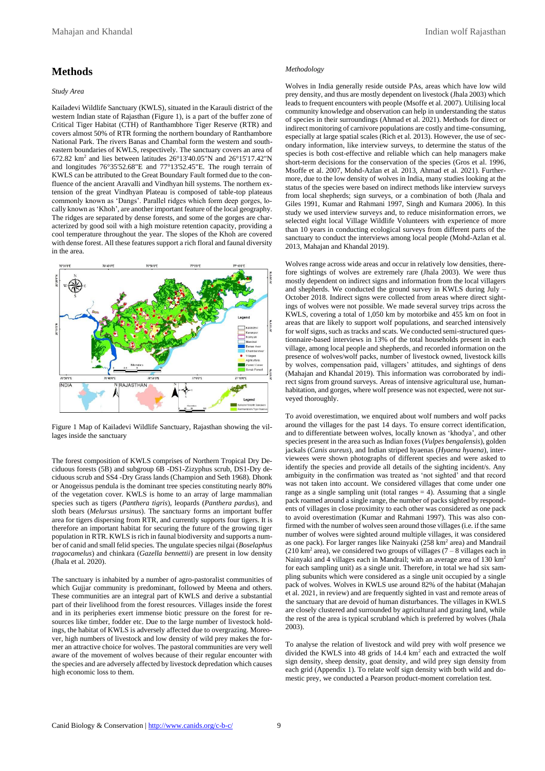# Methods

### *Study Area*

Kailadevi Wildlife Sanctuary (KWLS), situated in the Karauli district of the western Indian state of Rajasthan (Figure 1), is a part of the buffer zone of Critical Tiger Habitat (CTH) of Ranthambhore Tiger Reserve (RTR) and covers almost 50% of RTR forming the northern boundary of Ranthambore National Park. The rivers Banas and Chambal form the western and south-eastern boundaries of KWLS, respectively. The sanctuary covers an area of 672.82 $km^2$ and lies between latitudes 26°13'40.05"N and 26°15'17.42"N and longitudes 76°35'52.68"E and 77°13'52.45"E. The rough terrain of KWLS can be attributed to the Great Boundary Fault formed due to the confluence of the ancient Aravalli and Vindhyan hill systems. The northern extension of the great Vindhyan Plateau is composed of table-top plateaus commonly known as 'Dangs'. Parallel ridges which form deep gorges, locally known as 'Khoh', are another important feature of the local geography. The ridges are separated by dense forests, and some of the gorges are characterized by good soil with a high moisture retention capacity, providing a cool temperature throughout the year. The slopes of the Khoh are covered with dense forest. All these features support a rich floral and faunal diversity in the area.

Figure 1 Map of Kailadevi Wildlife Sanctuary, Rajasthan showing the villages inside the sanctuary

The forest composition of KWLS comprises of Northern Tropical Dry Deciduous forests (5B) and subgroup 6B -DS1-Zizyphus scrub, DS1-Dry deciduous scrub and SS4 -Dry Grass lands (Champion and Seth 1968). Dhonk or Anogeissus pendula is the dominant tree species constituting nearly 80% of the vegetation cover. KWLS is home to an array of large mammalian species such as tigers (*Panthera tigris*), leopards (*Panthera pardus*), and sloth bears (*Melursus ursinus*). The sanctuary forms an important buffer area for tigers dispersing from RTR, and currently supports four tigers. It is therefore an important habitat for securing the future of the growing tiger population in RTR. KWLS is rich in faunal biodiversity and supports a number of canid and small felid species. The ungulate species nilgai (*Boselaphus tragocamelus*) and chinkara (*Gazella bennettii*) are present in low density (Jhala et al. 2020).

The sanctuary is inhabited by a number of agro-pastoralist communities of which Gujjar community is predominant, followed by Meena and others. These communities are an integral part of KWLS and derive a substantial part of their livelihood from the forest resources. Villages inside the forest and in its peripheries exert immense biotic pressure on the forest for resources like timber, fodder etc. Due to the large number of livestock holdings, the habitat of KWLS is adversely affected due to overgrazing. Moreover, high numbers of livestock and low density of wild prey makes the former an attractive choice for wolves. The pastoral communities are very well aware of the movement of wolves because of their regular encounter with the species and are adversely affected by livestock depredation which causes high economic loss to them.

### *Methodology*

Wolves in India generally reside outside PAs, areas which have low wild prey density, and thus are mostly dependent on livestock (Jhala 2003) which leads to frequent encounters with people (Msoffe et al. 2007). Utilising local community knowledge and observation can help in understanding the status of species in their surroundings (Ahmad et al. 2021). Methods for direct or indirect monitoring of carnivore populations are costly and time-consuming, especially at large spatial scales (Rich et al. 2013). However, the use of secondary information, like interview surveys, to determine the status of the species is both cost-effective and reliable which can help managers make short-term decisions for the conservation of the species (Gros et al. 1996, Msoffe et al. 2007, Mohd-Azlan et al. 2013, Ahmad et al. 2021). Furthermore, due to the low density of wolves in India, many studies looking at the status of the species were based on indirect methods like interview surveys from local shepherds; sign surveys, or a combination of both (Jhala and Giles 1991, Kumar and Rahmani 1997, Singh and Kumara 2006). In this study we used interview surveys and, to reduce misinformation errors, we selected eight local Village Wildlife Volunteers with experience of more than 10 years in conducting ecological surveys from different parts of the sanctuary to conduct the interviews among local people (Mohd-Azlan et al. 2013, Mahajan and Khandal 2019).

Wolves range across wide areas and occur in relatively low densities, therefore sightings of wolves are extremely rare (Jhala 2003). We were thus mostly dependent on indirect signs and information from the local villagers and shepherds. We conducted the ground survey in KWLS during July – October 2018. Indirect signs were collected from areas where direct sightings of wolves were not possible. We made several survey trips across the KWLS, covering a total of 1,050 km by motorbike and 455 km on foot in areas that are likely to support wolf populations, and searched intensively for wolf signs, such as tracks and scats. We conducted semi-structured questionnaire-based interviews in 13% of the total households present in each village, among local people and shepherds, and recorded information on the presence of wolves/wolf packs, number of livestock owned, livestock kills by wolves, compensation paid, villagers' attitudes, and sightings of dens (Mahajan and Khandal 2019). This information was corroborated by indirect signs from ground surveys. Areas of intensive agricultural use, human-habitation, and gorges, where wolf presence was not expected, were not surveyed thoroughly.

To avoid overestimation, we enquired about wolf numbers and wolf packs around the villages for the past 14 days. To ensure correct identification, and to differentiate between wolves, locally known as 'khodya', and other species present in the area such as Indian foxes (*Vulpes bengalensis*), golden jackals (*Canis aureus*), and Indian striped hyaenas (*Hyaena hyaena*), interviewees were shown photographs of different species and were asked to identify the species and provide all details of the sighting incident/s. Any ambiguity in the confirmation was treated as 'not sighted' and that record was not taken into account. We considered villages that come under one range as a single sampling unit (total ranges = 4). Assuming that a single pack roamed around a single range, the number of packs sighted by respondents of villages in close proximity to each other was considered as one pack to avoid overestimation (Kumar and Rahmani 1997). This was also confirmed with the number of wolves seen around those villages (i.e. if the same number of wolves were sighted around multiple villages, it was considered as one pack). For larger ranges like Nainyaki (258 $km^2$ area) and Mandrail (210 $km^2$ area), we considered two groups of villages (7 – 8 villages each in Nainyaki and 4 villages each in Mandrail; with an average area of 130 $km^2$ for each sampling unit) as a single unit. Therefore, in total we had six sampling subunits which were considered as a single unit occupied by a single pack of wolves. Wolves in KWLS use around 82% of the habitat (Mahajan et al. 2021, in review) and are frequently sighted in vast and remote areas of the sanctuary that are devoid of human disturbances. The villages in KWLS are closely clustered and surrounded by agricultural and grazing land, while the rest of the area is typical scrubland which is preferred by wolves (Jhala 2003).

To analyse the relation of livestock and wild prey with wolf presence we divided the KWLS into 48 grids of 14.4 $km^2$ each and extracted the wolf sign density, sheep density, goat density, and wild prey sign density from each grid (Appendix 1). To relate wolf sign density with both wild and domestic prey, we conducted a Pearson product-moment correlation test.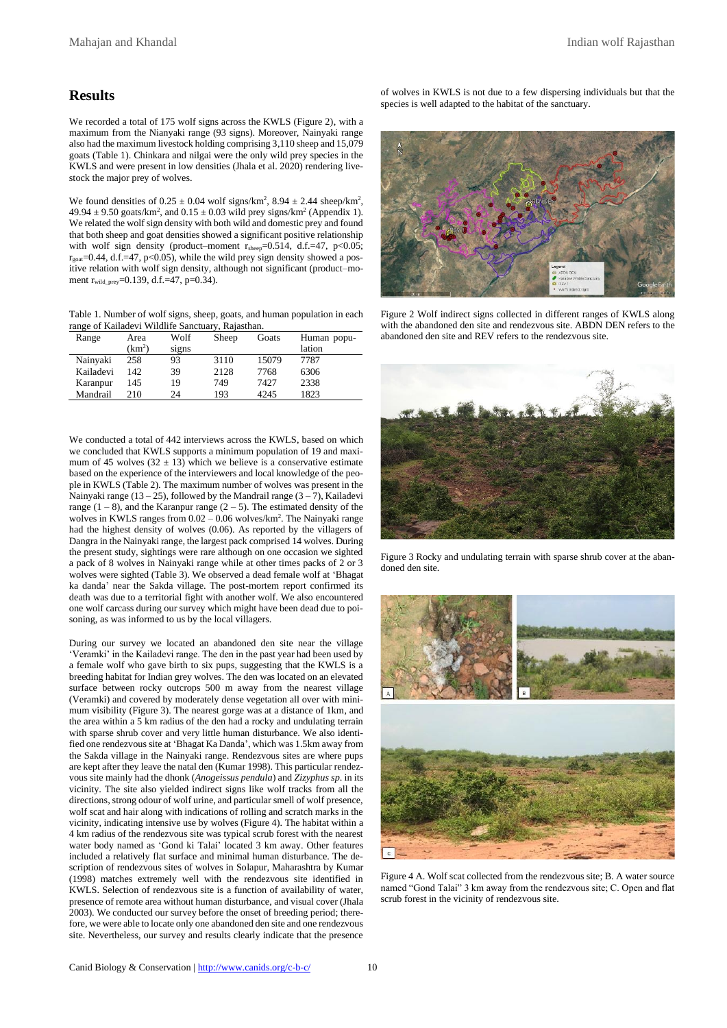## Results

We recorded a total of 175 wolf signs across the KWLS (Figure 2), with a maximum from the Nianyaki range (93 signs). Moreover, Nainyaki range also had the maximum livestock holding comprising 3,110 sheep and 15,079 goats (Table 1). Chinkara and nilgai were the only wild prey species in the KWLS and were present in low densities (Jhala et al. 2020) rendering livestock the major prey of wolves.

We found densities of 0.25 ± 0.04 wolf signs/km$^2$, 8.94 ± 2.44 sheep/km$^2$, 49.94 ± 9.50 goats/km$^2$, and 0.15 ± 0.03 wild prey signs/km$^2$ (Appendix 1). We related the wolf sign density with both wild and domestic prey and found that both sheep and goat densities showed a significant positive relationship with wolf sign density (product–moment $r_{sheep}$=0.514, d.f.=47, p<0.05; $r_{goat}$=0.44, d.f.=47, p<0.05), while the wild prey sign density showed a positive relation with wolf sign density, although not significant (product–moment $r_{wild\_prey}$=0.139, d.f.=47, p=0.34).

Table 1. Number of wolf signs, sheep, goats, and human population in each range of Kailadevi Wildlife Sanctuary, Rajasthan.

| Range | Area (km$^2$) | Wolf signs | Sheep | Goats | Human population |
|---|---|---|---|---|---|
| Nainyaki | 258 | 93 | 3110 | 15079 | 7787 |
| Kailadevi | 142 | 39 | 2128 | 7768 | 6306 |
| Karanpur | 145 | 19 | 749 | 7427 | 2338 |
| Mandrail | 210 | 24 | 193 | 4245 | 1823 |

We conducted a total of 442 interviews across the KWLS, based on which we concluded that KWLS supports a minimum population of 19 and maximum of 45 wolves (32 ± 13) which we believe is a conservative estimate based on the experience of the interviewers and local knowledge of the people in KWLS (Table 2). The maximum number of wolves was present in the Nainyaki range (13 – 25), followed by the Mandrail range (3 – 7), Kailadevi range (1 – 8), and the Karanpur range (2 – 5). The estimated density of the wolves in KWLS ranges from 0.02 – 0.06 wolves/km$^2$. The Nainyaki range had the highest density of wolves (0.06). As reported by the villagers of Dangra in the Nainyaki range, the largest pack comprised 14 wolves. During the present study, sightings were rare although on one occasion we sighted a pack of 8 wolves in Nainyaki range while at other times packs of 2 or 3 wolves were sighted (Table 3). We observed a dead female wolf at 'Bhagat ka danda' near the Sakda village. The post-mortem report confirmed its death was due to a territorial fight with another wolf. We also encountered one wolf carcass during our survey which might have been dead due to poisoning, as was informed to us by the local villagers.

During our survey we located an abandoned den site near the village 'Veramki' in the Kailadevi range. The den in the past year had been used by a female wolf who gave birth to six pups, suggesting that the KWLS is a breeding habitat for Indian grey wolves. The den was located on an elevated surface between rocky outcrops 500 m away from the nearest village (Veramki) and covered by moderately dense vegetation all over with minimum visibility (Figure 3). The nearest gorge was at a distance of 1km, and the area within a 5 km radius of the den had a rocky and undulating terrain with sparse shrub cover and very little human disturbance. We also identified one rendezvous site at 'Bhagat Ka Danda', which was 1.5km away from the Sakda village in the Nainyaki range. Rendezvous sites are where pups are kept after they leave the natal den (Kumar 1998). This particular rendezvous site mainly had the dhonk (*Anogeissus pendula*) and *Zizyphus sp*. in its vicinity. The site also yielded indirect signs like wolf tracks from all the directions, strong odour of wolf urine, and particular smell of wolf presence, wolf scat and hair along with indications of rolling and scratch marks in the vicinity, indicating intensive use by wolves (Figure 4). The habitat within a 4 km radius of the rendezvous site was typical scrub forest with the nearest water body named as 'Gond ki Talai' located 3 km away. Other features included a relatively flat surface and minimal human disturbance. The description of rendezvous sites of wolves in Solapur, Maharashtra by Kumar (1998) matches extremely well with the rendezvous site identified in KWLS. Selection of rendezvous site is a function of availability of water, presence of remote area without human disturbance, and visual cover (Jhala 2003). We conducted our survey before the onset of breeding period; therefore, we were able to locate only one abandoned den site and one rendezvous site. Nevertheless, our survey and results clearly indicate that the presence of wolves in KWLS is not due to a few dispersing individuals but that the species is well adapted to the habitat of the sanctuary.

Figure 2 Wolf indirect signs collected in different ranges of KWLS along with the abandoned den site and rendezvous site. ABDN DEN refers to the abandoned den site and REV refers to the rendezvous site.

Figure 3 Rocky and undulating terrain with sparse shrub cover at the abandoned den site.

Figure 4 A. Wolf scat collected from the rendezvous site; B. A water source named "Gond Talai" 3 km away from the rendezvous site; C. Open and flat scrub forest in the vicinity of rendezvous site.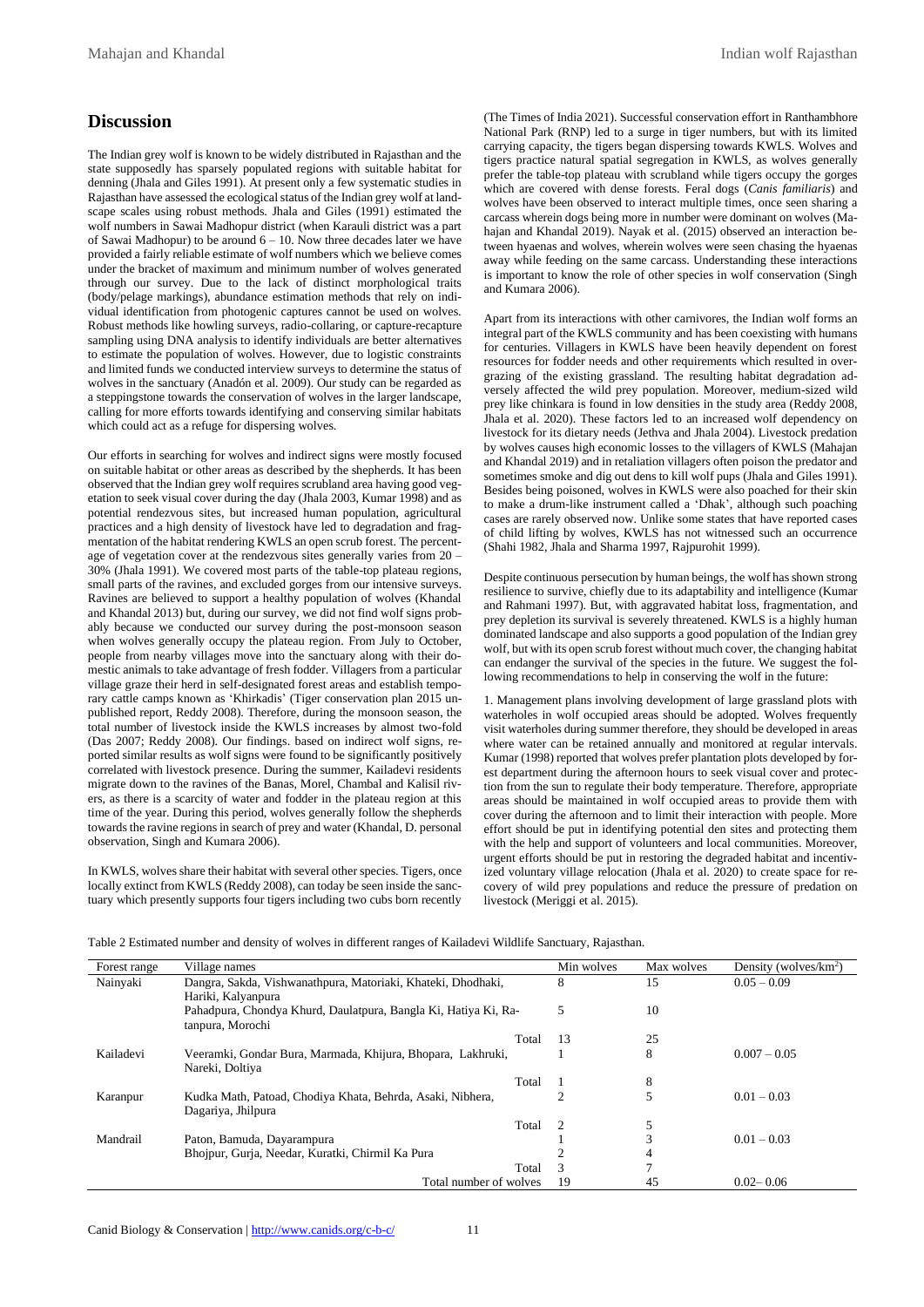## Discussion

The Indian grey wolf is known to be widely distributed in Rajasthan and the state supposedly has sparsely populated regions with suitable habitat for denning (Jhala and Giles 1991). At present only a few systematic studies in Rajasthan have assessed the ecological status of the Indian grey wolf at landscape scales using robust methods. Jhala and Giles (1991) estimated the wolf numbers in Sawai Madhopur district (when Karauli district was a part of Sawai Madhopur) to be around 6 – 10. Now three decades later we have provided a fairly reliable estimate of wolf numbers which we believe comes under the bracket of maximum and minimum number of wolves generated through our survey. Due to the lack of distinct morphological traits (body/pelage markings), abundance estimation methods that rely on individual identification from photogenic captures cannot be used on wolves. Robust methods like howling surveys, radio-collaring, or capture-recapture sampling using DNA analysis to identify individuals are better alternatives to estimate the population of wolves. However, due to logistic constraints and limited funds we conducted interview surveys to determine the status of wolves in the sanctuary (Anadón et al. 2009). Our study can be regarded as a steppingstone towards the conservation of wolves in the larger landscape, calling for more efforts towards identifying and conserving similar habitats which could act as a refuge for dispersing wolves.

Our efforts in searching for wolves and indirect signs were mostly focused on suitable habitat or other areas as described by the shepherds. It has been observed that the Indian grey wolf requires scrubland area having good vegetation to seek visual cover during the day (Jhala 2003, Kumar 1998) and as potential rendezvous sites, but increased human population, agricultural practices and a high density of livestock have led to degradation and fragmentation of the habitat rendering KWLS an open scrub forest. The percentage of vegetation cover at the rendezvous sites generally varies from 20 – 30% (Jhala 1991). We covered most parts of the table-top plateau regions, small parts of the ravines, and excluded gorges from our intensive surveys. Ravines are believed to support a healthy population of wolves (Khandal and Khandal 2013) but, during our survey, we did not find wolf signs probably because we conducted our survey during the post-monsoon season when wolves generally occupy the plateau region. From July to October, people from nearby villages move into the sanctuary along with their domestic animals to take advantage of fresh fodder. Villagers from a particular village graze their herd in self-designated forest areas and establish temporary cattle camps known as 'Khirkadis' (Tiger conservation plan 2015 unpublished report, Reddy 2008). Therefore, during the monsoon season, the total number of livestock inside the KWLS increases by almost two-fold (Das 2007; Reddy 2008). Our findings. based on indirect wolf signs, reported similar results as wolf signs were found to be significantly positively correlated with livestock presence. During the summer, Kailadevi residents migrate down to the ravines of the Banas, Morel, Chambal and Kalisil rivers, as there is a scarcity of water and fodder in the plateau region at this time of the year. During this period, wolves generally follow the shepherds towards the ravine regions in search of prey and water (Khandal, D. personal observation, Singh and Kumara 2006).

In KWLS, wolves share their habitat with several other species. Tigers, once locally extinct from KWLS (Reddy 2008), can today be seen inside the sanctuary which presently supports four tigers including two cubs born recently (The Times of India 2021). Successful conservation effort in Ranthambhore National Park (RNP) led to a surge in tiger numbers, but with its limited carrying capacity, the tigers began dispersing towards KWLS. Wolves and tigers practice natural spatial segregation in KWLS, as wolves generally prefer the table-top plateau with scrubland while tigers occupy the gorges which are covered with dense forests. Feral dogs (*Canis familiaris*) and wolves have been observed to interact multiple times, once seen sharing a carcass wherein dogs being more in number were dominant on wolves (Mahajan and Khandal 2019). Nayak et al. (2015) observed an interaction between hyaenas and wolves, wherein wolves were seen chasing the hyaenas away while feeding on the same carcass. Understanding these interactions is important to know the role of other species in wolf conservation (Singh and Kumara 2006).

Apart from its interactions with other carnivores, the Indian wolf forms an integral part of the KWLS community and has been coexisting with humans for centuries. Villagers in KWLS have been heavily dependent on forest resources for fodder needs and other requirements which resulted in overgrazing of the existing grassland. The resulting habitat degradation adversely affected the wild prey population. Moreover, medium-sized wild prey like chinkara is found in low densities in the study area (Reddy 2008, Jhala et al. 2020). These factors led to an increased wolf dependency on livestock for its dietary needs (Jethva and Jhala 2004). Livestock predation by wolves causes high economic losses to the villagers of KWLS (Mahajan and Khandal 2019) and in retaliation villagers often poison the predator and sometimes smoke and dig out dens to kill wolf pups (Jhala and Giles 1991). Besides being poisoned, wolves in KWLS were also poached for their skin to make a drum-like instrument called a 'Dhak', although such poaching cases are rarely observed now. Unlike some states that have reported cases of child lifting by wolves, KWLS has not witnessed such an occurrence (Shahi 1982, Jhala and Sharma 1997, Rajpurohit 1999).

Despite continuous persecution by human beings, the wolf has shown strong resilience to survive, chiefly due to its adaptability and intelligence (Kumar and Rahmani 1997). But, with aggravated habitat loss, fragmentation, and prey depletion its survival is severely threatened. KWLS is a highly human dominated landscape and also supports a good population of the Indian grey wolf, but with its open scrub forest without much cover, the changing habitat can endanger the survival of the species in the future. We suggest the following recommendations to help in conserving the wolf in the future:

1. Management plans involving development of large grassland plots with waterholes in wolf occupied areas should be adopted. Wolves frequently visit waterholes during summer therefore, they should be developed in areas where water can be retained annually and monitored at regular intervals. Kumar (1998) reported that wolves prefer plantation plots developed by forest department during the afternoon hours to seek visual cover and protection from the sun to regulate their body temperature. Therefore, appropriate areas should be maintained in wolf occupied areas to provide them with cover during the afternoon and to limit their interaction with people. More effort should be put in identifying potential den sites and protecting them with the help and support of volunteers and local communities. Moreover, urgent efforts should be put in restoring the degraded habitat and incentivized voluntary village relocation (Jhala et al. 2020) to create space for recovery of wild prey populations and reduce the pressure of predation on livestock (Meriggi et al. 2015).

Table 2 Estimated number and density of wolves in different ranges of Kailadevi Wildlife Sanctuary, Rajasthan.

| Forest range | Village names | Min wolves | Max wolves | Density (wolves/km$^2$) |
|---|---|---|---|---|
| Nainyaki | Dangra, Sakda, Vishwanathpura, Matoriaki, Khateki, Dhodhaki, Hariki, Kalyanpura | 8 | 15 | 0.05 – 0.09 |
| | Pahadpura, Chondya Khurd, Daulatpura, Bangla Ki, Hatiya Ki, Ratanpura, Morochi | 5 | 10 | |
| | Total | 13 | 25 | |
| Kailadevi | Veeramki, Gondar Bura, Marmada, Khijura, Bhopara, Lakhruki, Nareki, Doltiya | 1 | 8 | 0.007 – 0.05 |
| | Total | 1 | 8 | |
| Karanpur | Kudka Math, Patoad, Chodiya Khata, Behrda, Asaki, Nibhera, Dagariya, Jhilpura | 2 | 5 | 0.01 – 0.03 |
| | Total | 2 | 5 | |
| Mandrail | Paton, Bamuda, Dayarampura | 1 | 3 | 0.01 – 0.03 |
| | Bhojpur, Gurja, Needar, Kuratki, Chirmil Ka Pura | 2 | 4 | |
| | Total | 3 | 7 | |
| | Total number of wolves | 19 | 45 | 0.02– 0.06 |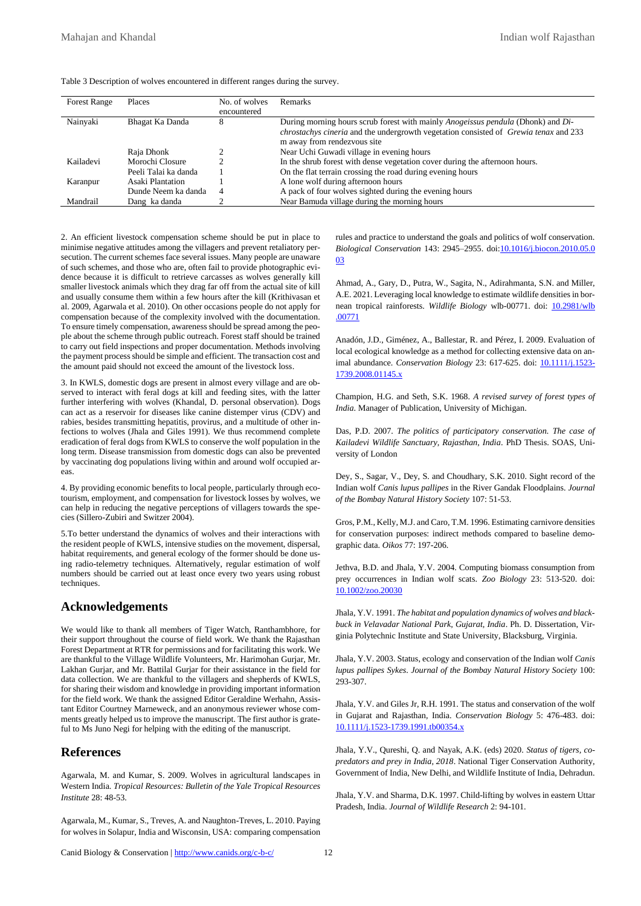Table 3 Description of wolves encountered in different ranges during the survey.

| Forest Range | Places | No. of wolves encountered | Remarks |
|---|---|---|---|
| Nainyaki | Bhagat Ka Danda | 8 | During morning hours scrub forest with mainly *Anogeissus pendula* (Dhonk) and *Dichrostachys cineria* and the undergrowth vegetation consisted of *Grewia tenax* and 233 m away from rendezvous site |
| | Raja Dhonk | 2 | Near Uchi Guwadi village in evening hours |
| Kailadevi | Morochi Closure | 2 | In the shrub forest with dense vegetation cover during the afternoon hours. |
| | Peeli Talai ka danda | 1 | On the flat terrain crossing the road during evening hours |
| Karanpur | Asaki Plantation | 1 | A lone wolf during afternoon hours |
| | Dunde Neem ka danda | 4 | A pack of four wolves sighted during the evening hours |
| Mandrail | Dang ka danda | 2 | Near Bamuda village during the morning hours |

2. An efficient livestock compensation scheme should be put in place to minimise negative attitudes among the villagers and prevent retaliatory persecution. The current schemes face several issues. Many people are unaware of such schemes, and those who are, often fail to provide photographic evidence because it is difficult to retrieve carcasses as wolves generally kill smaller livestock animals which they drag far off from the actual site of kill and usually consume them within a few hours after the kill (Krithivasan et al. 2009, Agarwala et al. 2010). On other occasions people do not apply for compensation because of the complexity involved with the documentation. To ensure timely compensation, awareness should be spread among the people about the scheme through public outreach. Forest staff should be trained to carry out field inspections and proper documentation. Methods involving the payment process should be simple and efficient. The transaction cost and the amount paid should not exceed the amount of the livestock loss.

3. In KWLS, domestic dogs are present in almost every village and are observed to interact with feral dogs at kill and feeding sites, with the latter further interfering with wolves (Khandal, D. personal observation). Dogs can act as a reservoir for diseases like canine distemper virus (CDV) and rabies, besides transmitting hepatitis, provirus, and a multitude of other infections to wolves (Jhala and Giles 1991). We thus recommend complete eradication of feral dogs from KWLS to conserve the wolf population in the long term. Disease transmission from domestic dogs can also be prevented by vaccinating dog populations living within and around wolf occupied areas.

4. By providing economic benefits to local people, particularly through ecotourism, employment, and compensation for livestock losses by wolves, we can help in reducing the negative perceptions of villagers towards the species (Sillero-Zubiri and Switzer 2004).

5.To better understand the dynamics of wolves and their interactions with the resident people of KWLS, intensive studies on the movement, dispersal, habitat requirements, and general ecology of the former should be done using radio-telemetry techniques. Alternatively, regular estimation of wolf numbers should be carried out at least once every two years using robust techniques.

## Acknowledgements

We would like to thank all members of Tiger Watch, Ranthambhore, for their support throughout the course of field work. We thank the Rajasthan Forest Department at RTR for permissions and for facilitating this work. We are thankful to the Village Wildlife Volunteers, Mr. Harimohan Gurjar, Mr. Lakhan Gurjar, and Mr. Battilal Gurjar for their assistance in the field for data collection. We are thankful to the villagers and shepherds of KWLS, for sharing their wisdom and knowledge in providing important information for the field work. We thank the assigned Editor Geraldine Werhahn, Assistant Editor Courtney Marneweck, and an anonymous reviewer whose comments greatly helped us to improve the manuscript. The first author is grateful to Ms Juno Negi for helping with the editing of the manuscript.

## References

Agarwala, M. and Kumar, S. 2009. Wolves in agricultural landscapes in Western India. *Tropical Resources: Bulletin of the Yale Tropical Resources Institute* 28: 48-53.

Agarwala, M., Kumar, S., Treves, A. and Naughton-Treves, L. 2010. Paying for wolves in Solapur, India and Wisconsin, USA: comparing compensation rules and practice to understand the goals and politics of wolf conservation. *Biological Conservation* 143: 2945–2955. doi:10.1016/j.biocon.2010.05.003

Ahmad, A., Gary, D., Putra, W., Sagita, N., Adirahmanta, S.N. and Miller, A.E. 2021. Leveraging local knowledge to estimate wildlife densities in bornean tropical rainforests. *Wildlife Biology* wlb-00771. doi: 10.2981/wlb.00771

Anadón, J.D., Giménez, A., Ballestar, R. and Pérez, I. 2009. Evaluation of local ecological knowledge as a method for collecting extensive data on animal abundance. *Conservation Biology* 23: 617-625. doi: 10.1111/j.1523-1739.2008.01145.x

Champion, H.G. and Seth, S.K. 1968. *A revised survey of forest types of India*. Manager of Publication, University of Michigan.

Das, P.D. 2007. *The politics of participatory conservation. The case of Kailadevi Wildlife Sanctuary, Rajasthan, India*. PhD Thesis. SOAS, University of London

Dey, S., Sagar, V., Dey, S. and Choudhary, S.K. 2010. Sight record of the Indian wolf *Canis lupus pallipes* in the River Gandak Floodplains. *Journal of the Bombay Natural History Society* 107: 51-53.

Gros, P.M., Kelly, M.J. and Caro, T.M. 1996. Estimating carnivore densities for conservation purposes: indirect methods compared to baseline demographic data. *Oikos* 77: 197-206.

Jethva, B.D. and Jhala, Y.V. 2004. Computing biomass consumption from prey occurrences in Indian wolf scats. *Zoo Biology* 23: 513-520. doi: 10.1002/zoo.20030

Jhala, Y.V. 1991. *The habitat and population dynamics of wolves and blackbuck in Velavadar National Park, Gujarat, India*. Ph. D. Dissertation, Virginia Polytechnic Institute and State University, Blacksburg, Virginia.

Jhala, Y.V. 2003. Status, ecology and conservation of the Indian wolf *Canis lupus pallipes Sykes*. *Journal of the Bombay Natural History Society* 100: 293-307.

Jhala, Y.V. and Giles Jr, R.H. 1991. The status and conservation of the wolf in Gujarat and Rajasthan, India. *Conservation Biology* 5: 476-483. doi: 10.1111/j.1523-1739.1991.tb00354.x

Jhala, Y.V., Qureshi, Q. and Nayak, A.K. (eds) 2020. *Status of tigers, co-predators and prey in India, 2018*. National Tiger Conservation Authority, Government of India, New Delhi, and Wildlife Institute of India, Dehradun.

Jhala, Y.V. and Sharma, D.K. 1997. Child-lifting by wolves in eastern Uttar Pradesh, India. *Journal of Wildlife Research* 2: 94-101.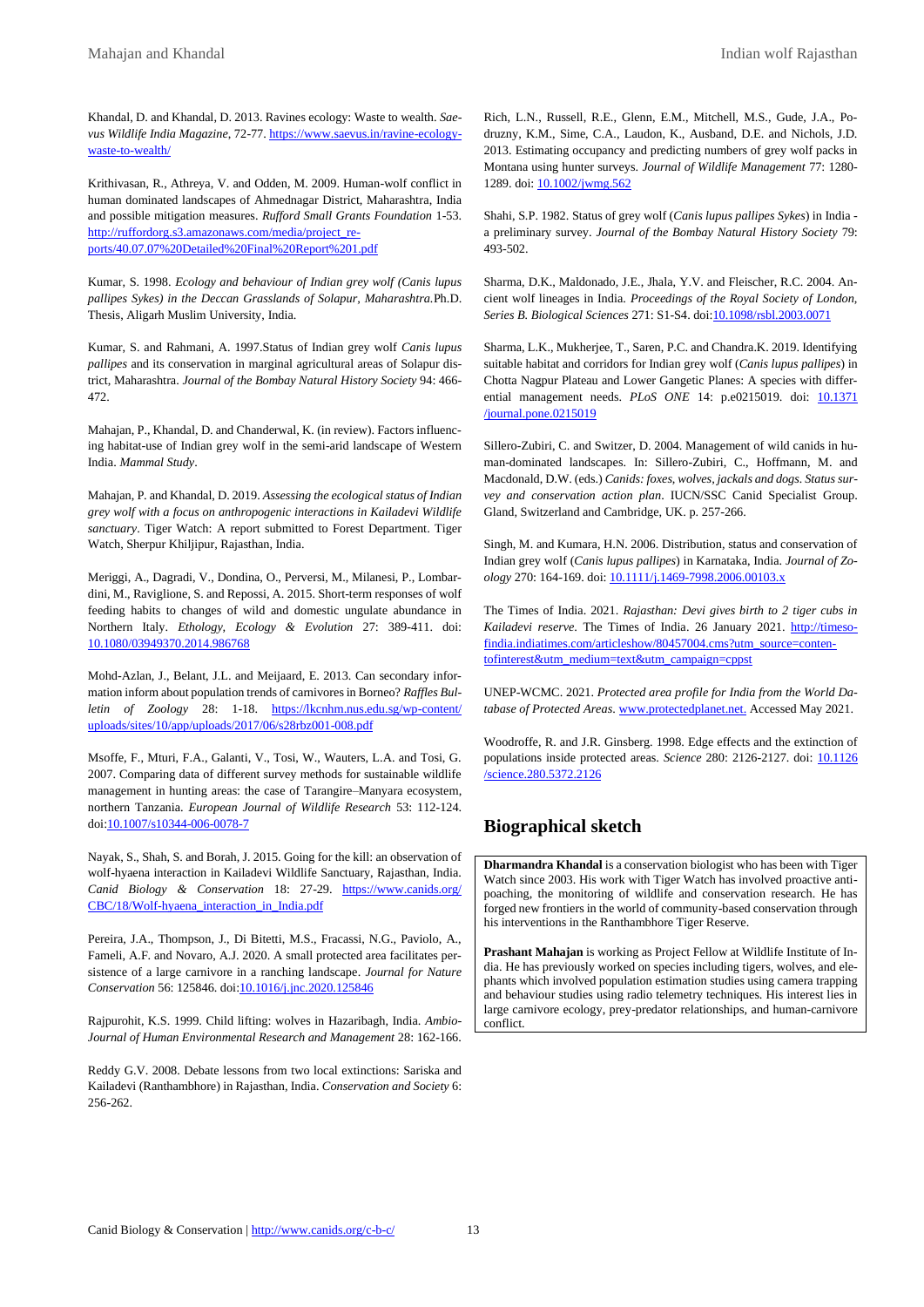Khandal, D. and Khandal, D. 2013. Ravines ecology: Waste to wealth. *Saevus Wildlife India Magazine*, 72-77. https://www.saevus.in/ravine-ecology-waste-to-wealth/

Krithivasan, R., Athreya, V. and Odden, M. 2009. Human-wolf conflict in human dominated landscapes of Ahmednagar District, Maharashtra, India and possible mitigation measures. *Rufford Small Grants Foundation* 1-53. http://ruffordorg.s3.amazonaws.com/media/project_reports/40.07.07%20Detailed%20Final%20Report%201.pdf

Kumar, S. 1998. *Ecology and behaviour of Indian grey wolf (Canis lupus pallipes Sykes) in the Deccan Grasslands of Solapur, Maharashtra.* Ph.D. Thesis, Aligarh Muslim University, India.

Kumar, S. and Rahmani, A. 1997.Status of Indian grey wolf *Canis lupus pallipes* and its conservation in marginal agricultural areas of Solapur district, Maharashtra. *Journal of the Bombay Natural History Society* 94: 466-472.

Mahajan, P., Khandal, D. and Chanderwal, K. (in review). Factors influencing habitat-use of Indian grey wolf in the semi-arid landscape of Western India. *Mammal Study*.

Mahajan, P. and Khandal, D. 2019. *Assessing the ecological status of Indian grey wolf with a focus on anthropogenic interactions in Kailadevi Wildlife sanctuary*. Tiger Watch: A report submitted to Forest Department. Tiger Watch, Sherpur Khiljipur, Rajasthan, India.

Meriggi, A., Dagradi, V., Dondina, O., Perversi, M., Milanesi, P., Lombardini, M., Raviglione, S. and Repossi, A. 2015. Short-term responses of wolf feeding habits to changes of wild and domestic ungulate abundance in Northern Italy. *Ethology, Ecology & Evolution* 27: 389-411. doi: 10.1080/03949370.2014.986768

Mohd-Azlan, J., Belant, J.L. and Meijaard, E. 2013. Can secondary information inform about population trends of carnivores in Borneo? *Raffles Bulletin of Zoology* 28: 1-18. https://lkcnhm.nus.edu.sg/wp-content/uploads/sites/10/app/uploads/2017/06/s28rbz001-008.pdf

Msoffe, F., Mturi, F.A., Galanti, V., Tosi, W., Wauters, L.A. and Tosi, G. 2007. Comparing data of different survey methods for sustainable wildlife management in hunting areas: the case of Tarangire–Manyara ecosystem, northern Tanzania. *European Journal of Wildlife Research* 53: 112-124. doi:10.1007/s10344-006-0078-7

Nayak, S., Shah, S. and Borah, J. 2015. Going for the kill: an observation of wolf-hyaena interaction in Kailadevi Wildlife Sanctuary, Rajasthan, India. *Canid Biology & Conservation* 18: 27-29. https://www.canids.org/CBC/18/Wolf-hyaena_interaction_in_India.pdf

Pereira, J.A., Thompson, J., Di Bitetti, M.S., Fracassi, N.G., Paviolo, A., Fameli, A.F. and Novaro, A.J. 2020. A small protected area facilitates persistence of a large carnivore in a ranching landscape. *Journal for Nature Conservation* 56: 125846. doi:10.1016/j.jnc.2020.125846

Rajpurohit, K.S. 1999. Child lifting: wolves in Hazaribagh, India. *Ambio-Journal of Human Environmental Research and Management* 28: 162-166.

Reddy G.V. 2008. Debate lessons from two local extinctions: Sariska and Kailadevi (Ranthambhore) in Rajasthan, India. *Conservation and Society* 6: 256-262.

Rich, L.N., Russell, R.E., Glenn, E.M., Mitchell, M.S., Gude, J.A., Podruzny, K.M., Sime, C.A., Laudon, K., Ausband, D.E. and Nichols, J.D. 2013. Estimating occupancy and predicting numbers of grey wolf packs in Montana using hunter surveys. *Journal of Wildlife Management* 77: 1280-1289. doi: 10.1002/jwmg.562

Shahi, S.P. 1982. Status of grey wolf (*Canis lupus pallipes Sykes*) in India - a preliminary survey. *Journal of the Bombay Natural History Society* 79: 493-502.

Sharma, D.K., Maldonado, J.E., Jhala, Y.V. and Fleischer, R.C. 2004. Ancient wolf lineages in India. *Proceedings of the Royal Society of London, Series B. Biological Sciences* 271: S1-S4. doi:10.1098/rsbl.2003.0071

Sharma, L.K., Mukherjee, T., Saren, P.C. and Chandra.K. 2019. Identifying suitable habitat and corridors for Indian grey wolf (*Canis lupus pallipes*) in Chotta Nagpur Plateau and Lower Gangetic Planes: A species with differential management needs. *PLoS ONE* 14: p.e0215019. doi: 10.1371/journal.pone.0215019

Sillero-Zubiri, C. and Switzer, D. 2004. Management of wild canids in human-dominated landscapes. In: Sillero-Zubiri, C., Hoffmann, M. and Macdonald, D.W. (eds.) *Canids: foxes, wolves, jackals and dogs. Status survey and conservation action plan*. IUCN/SSC Canid Specialist Group. Gland, Switzerland and Cambridge, UK. p. 257-266.

Singh, M. and Kumara, H.N. 2006. Distribution, status and conservation of Indian grey wolf (*Canis lupus pallipes*) in Karnataka, India. *Journal of Zoology* 270: 164-169. doi: 10.1111/j.1469-7998.2006.00103.x

The Times of India. 2021. *Rajasthan: Devi gives birth to 2 tiger cubs in Kailadevi reserve*. The Times of India. 26 January 2021. http://timesofindia.indiatimes.com/articleshow/80457004.cms?utm_source=contentofinterest&utm_medium=text&utm_campaign=cppst

UNEP-WCMC. 2021. *Protected area profile for India from the World Database of Protected Areas*. www.protectedplanet.net. Accessed May 2021.

Woodroffe, R. and J.R. Ginsberg. 1998. Edge effects and the extinction of populations inside protected areas. *Science* 280: 2126-2127. doi: 10.1126/science.280.5372.2126

## Biographical sketch

**Dharmandra Khandal** is a conservation biologist who has been with Tiger Watch since 2003. His work with Tiger Watch has involved proactive anti-poaching, the monitoring of wildlife and conservation research. He has forged new frontiers in the world of community-based conservation through his interventions in the Ranthambhore Tiger Reserve.

**Prashant Mahajan** is working as Project Fellow at Wildlife Institute of India. He has previously worked on species including tigers, wolves, and elephants which involved population estimation studies using camera trapping and behaviour studies using radio telemetry techniques. His interest lies in large carnivore ecology, prey-predator relationships, and human-carnivore conflict.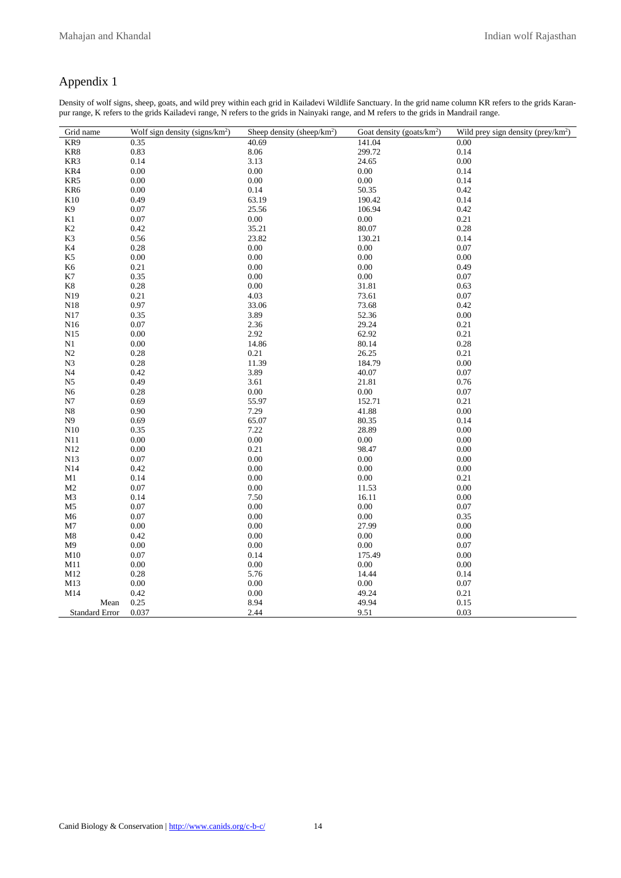## Appendix 1

Density of wolf signs, sheep, goats, and wild prey within each grid in Kailadevi Wildlife Sanctuary. In the grid name column KR refers to the grids Karanpur range, K refers to the grids Kailadevi range, N refers to the grids in Nainyaki range, and M refers to the grids in Mandrail range.

| Grid name | Wolf sign density (signs/km$^2$) | Sheep density (sheep/km$^2$) | Goat density (goats/km$^2$) | Wild prey sign density (prey/km$^2$) |
|---|---|---|---|---|
| KR9 | 0.35 | 40.69 | 141.04 | 0.00 |
| KR8 | 0.83 | 8.06 | 299.72 | 0.14 |
| KR3 | 0.14 | 3.13 | 24.65 | 0.00 |
| KR4 | 0.00 | 0.00 | 0.00 | 0.14 |
| KR5 | 0.00 | 0.00 | 0.00 | 0.14 |
| KR6 | 0.00 | 0.14 | 50.35 | 0.42 |
| K10 | 0.49 | 63.19 | 190.42 | 0.14 |
| K9 | 0.07 | 25.56 | 106.94 | 0.42 |
| K1 | 0.07 | 0.00 | 0.00 | 0.21 |
| K2 | 0.42 | 35.21 | 80.07 | 0.28 |
| K3 | 0.56 | 23.82 | 130.21 | 0.14 |
| K4 | 0.28 | 0.00 | 0.00 | 0.07 |
| K5 | 0.00 | 0.00 | 0.00 | 0.00 |
| K6 | 0.21 | 0.00 | 0.00 | 0.49 |
| K7 | 0.35 | 0.00 | 0.00 | 0.07 |
| K8 | 0.28 | 0.00 | 31.81 | 0.63 |
| N19 | 0.21 | 4.03 | 73.61 | 0.07 |
| N18 | 0.97 | 33.06 | 73.68 | 0.42 |
| N17 | 0.35 | 3.89 | 52.36 | 0.00 |
| N16 | 0.07 | 2.36 | 29.24 | 0.21 |
| N15 | 0.00 | 2.92 | 62.92 | 0.21 |
| N1 | 0.00 | 14.86 | 80.14 | 0.28 |
| N2 | 0.28 | 0.21 | 26.25 | 0.21 |
| N3 | 0.28 | 11.39 | 184.79 | 0.00 |
| N4 | 0.42 | 3.89 | 40.07 | 0.07 |
| N5 | 0.49 | 3.61 | 21.81 | 0.76 |
| N6 | 0.28 | 0.00 | 0.00 | 0.07 |
| N7 | 0.69 | 55.97 | 152.71 | 0.21 |
| N8 | 0.90 | 7.29 | 41.88 | 0.00 |
| N9 | 0.69 | 65.07 | 80.35 | 0.14 |
| N10 | 0.35 | 7.22 | 28.89 | 0.00 |
| N11 | 0.00 | 0.00 | 0.00 | 0.00 |
| N12 | 0.00 | 0.21 | 98.47 | 0.00 |
| N13 | 0.07 | 0.00 | 0.00 | 0.00 |
| N14 | 0.42 | 0.00 | 0.00 | 0.00 |
| M1 | 0.14 | 0.00 | 0.00 | 0.21 |
| M2 | 0.07 | 0.00 | 11.53 | 0.00 |
| M3 | 0.14 | 7.50 | 16.11 | 0.00 |
| M5 | 0.07 | 0.00 | 0.00 | 0.07 |
| M6 | 0.07 | 0.00 | 0.00 | 0.35 |
| M7 | 0.00 | 0.00 | 27.99 | 0.00 |
| M8 | 0.42 | 0.00 | 0.00 | 0.00 |
| M9 | 0.00 | 0.00 | 0.00 | 0.07 |
| M10 | 0.07 | 0.14 | 175.49 | 0.00 |
| M11 | 0.00 | 0.00 | 0.00 | 0.00 |
| M12 | 0.28 | 5.76 | 14.44 | 0.14 |
| M13 | 0.00 | 0.00 | 0.00 | 0.07 |
| M14 | 0.42 | 0.00 | 49.24 | 0.21 |
| Mean | 0.25 | 8.94 | 49.94 | 0.15 |
| Standard Error | 0.037 | 2.44 | 9.51 | 0.03 |